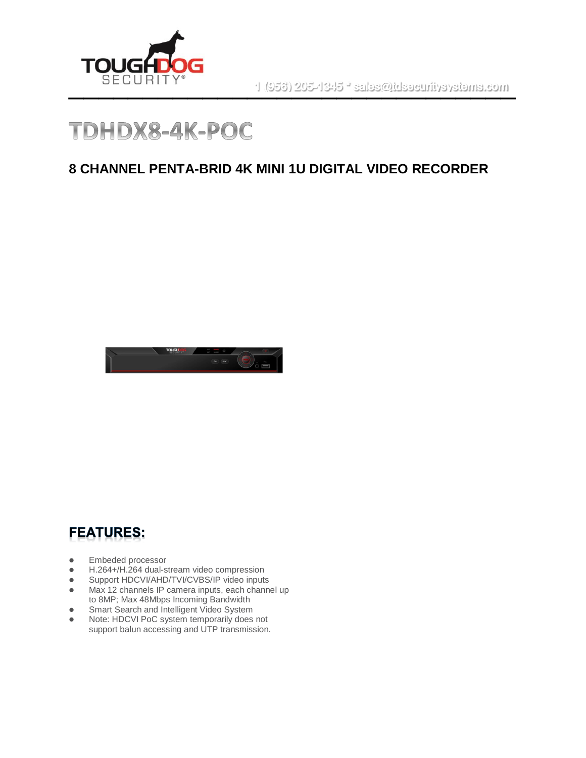1 (956) 205-1345 * sales@tdsecuritysystems.com

# TDHDX8-4K-POC

## 8 CHANNEL PENTA-BRID 4K MINI 1U DIGITAL VIDEO RECORDER

## FEATURES:

- Embeded processor
- H.264+/H.264 dual-stream video compression
- Support HDCVI/AHD/TVI/CVBS/IP video inputs
- Max 12 channels IP camera inputs, each channel up to 8MP; Max 48Mbps Incoming Bandwidth
- Smart Search and Intelligent Video System
- Note: HDCVI PoC system temporarily does not support balun accessing and UTP transmission.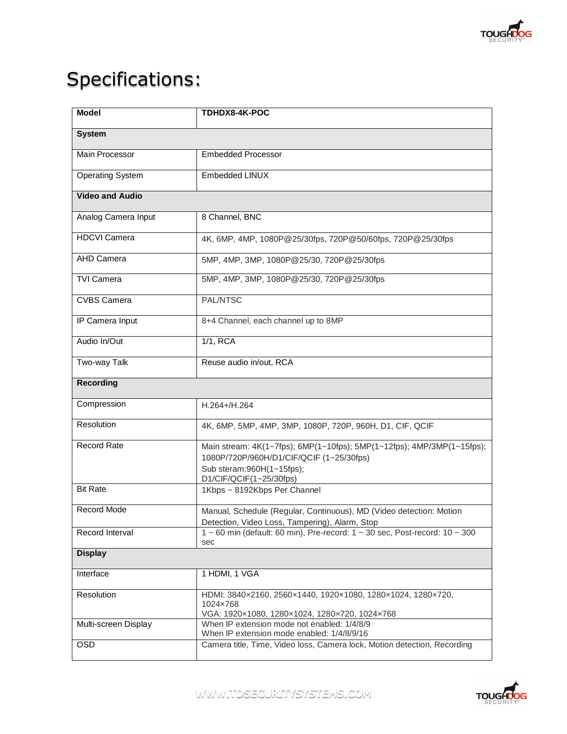# Specifications:

| Model | TDHDX8-4K-POC |
|---|---|
| **System** | |
| Main Processor | Embedded Processor |
| Operating System | Embedded LINUX |
| **Video and Audio** | |
| Analog Camera Input | 8 Channel, BNC |
| HDCVI Camera | 4K, 6MP, 4MP, 1080P@25/30fps, 720P@50/60fps, 720P@25/30fps |
| AHD Camera | 5MP, 4MP, 3MP, 1080P@25/30, 720P@25/30fps |
| TVI Camera | 5MP, 4MP, 3MP, 1080P@25/30, 720P@25/30fps |
| CVBS Camera | PAL/NTSC |
| IP Camera Input | 8+4 Channel, each channel up to 8MP |
| Audio In/Out | 1/1, RCA |
| Two-way Talk | Reuse audio in/out, RCA |
| **Recording** | |
| Compression | H.264+/H.264 |
| Resolution | 4K, 6MP, 5MP, 4MP, 3MP, 1080P, 720P, 960H, D1, CIF, QCIF |
| Record Rate | Main stream: 4K(1~7fps); 6MP(1~10fps); 5MP(1~12fps); 4MP/3MP(1~15fps); 1080P/720P/960H/D1/CIF/QCIF (1~25/30fps)<br>Sub steram:960H(1~15fps);<br>D1/CIF/QCIF(1~25/30fps) |
| Bit Rate | 1Kbps ~ 8192Kbps Per Channel |
| Record Mode | Manual, Schedule (Regular, Continuous), MD (Video detection: Motion Detection, Video Loss, Tampering), Alarm, Stop |
| Record Interval | 1 ~ 60 min (default: 60 min), Pre-record: 1 ~ 30 sec, Post-record: 10 ~ 300 sec |
| **Display** | |
| Interface | 1 HDMI, 1 VGA |
| Resolution | HDMI: 3840×2160, 2560×1440, 1920×1080, 1280×1024, 1280×720, 1024×768<br>VGA: 1920×1080, 1280×1024, 1280×720, 1024×768 |
| Multi-screen Display | When IP extension mode not enabled: 1/4/8/9<br>When IP extension mode enabled: 1/4/8/9/16 |
| OSD | Camera title, Time, Video loss, Camera lock, Motion detection, Recording |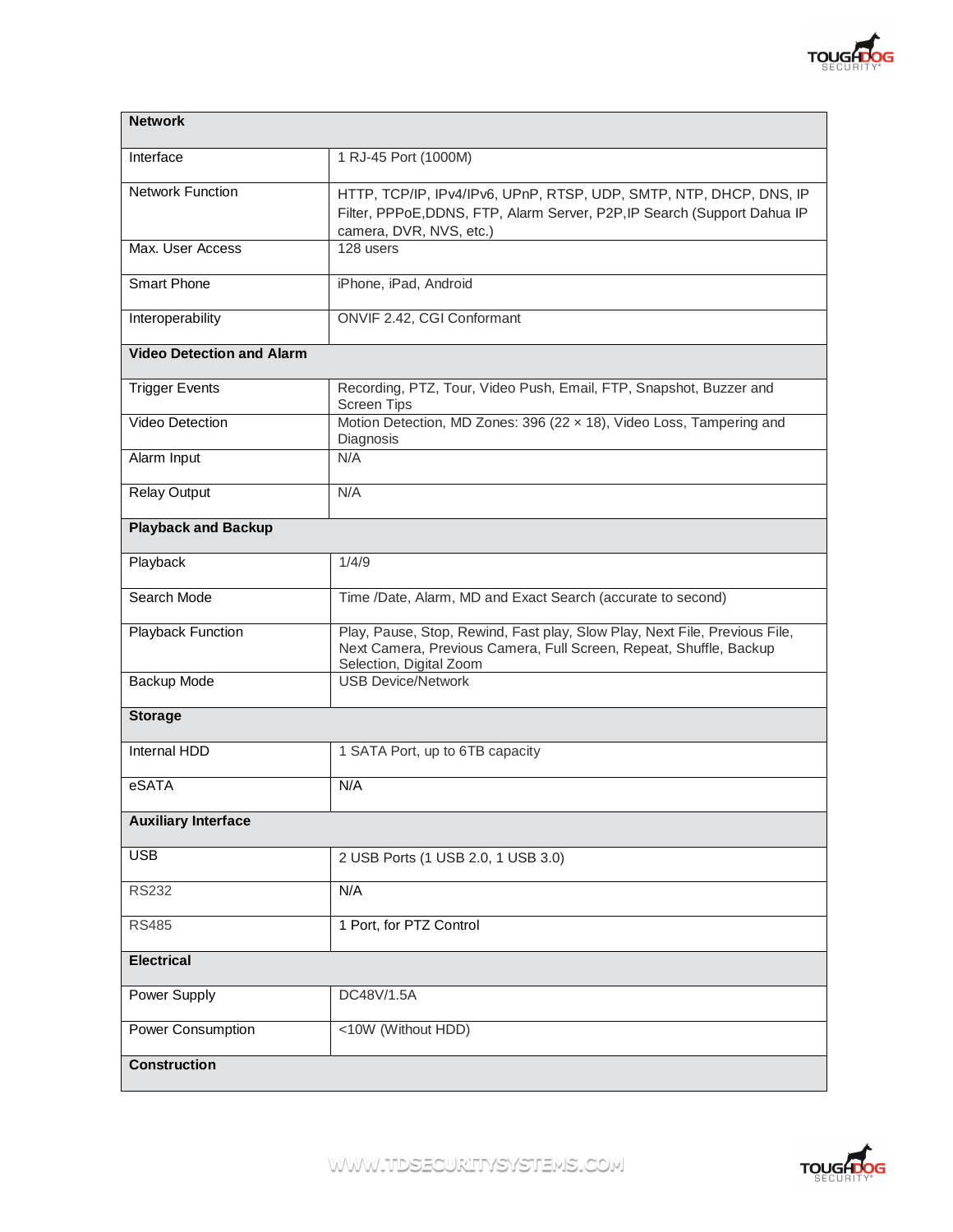| Network | |
|---|---|
| Interface | 1 RJ-45 Port (1000M) |
| Network Function | HTTP, TCP/IP, IPv4/IPv6, UPnP, RTSP, UDP, SMTP, NTP, DHCP, DNS, IP Filter, PPPoE,DDNS, FTP, Alarm Server, P2P,IP Search (Support Dahua IP camera, DVR, NVS, etc.) |
| Max. User Access | 128 users |
| Smart Phone | iPhone, iPad, Android |
| Interoperability | ONVIF 2.42, CGI Conformant |
| **Video Detection and Alarm** | |
| Trigger Events | Recording, PTZ, Tour, Video Push, Email, FTP, Snapshot, Buzzer and Screen Tips |
| Video Detection | Motion Detection, MD Zones: 396 (22 × 18), Video Loss, Tampering and Diagnosis |
| Alarm Input | N/A |
| Relay Output | N/A |
| **Playback and Backup** | |
| Playback | 1/4/9 |
| Search Mode | Time /Date, Alarm, MD and Exact Search (accurate to second) |
| Playback Function | Play, Pause, Stop, Rewind, Fast play, Slow Play, Next File, Previous File, Next Camera, Previous Camera, Full Screen, Repeat, Shuffle, Backup Selection, Digital Zoom |
| Backup Mode | USB Device/Network |
| **Storage** | |
| Internal HDD | 1 SATA Port, up to 6TB capacity |
| eSATA | N/A |
| **Auxiliary Interface** | |
| USB | 2 USB Ports (1 USB 2.0, 1 USB 3.0) |
| RS232 | N/A |
| RS485 | 1 Port, for PTZ Control |
| **Electrical** | |
| Power Supply | DC48V/1.5A |
| Power Consumption | <10W (Without HDD) |
| **Construction** | |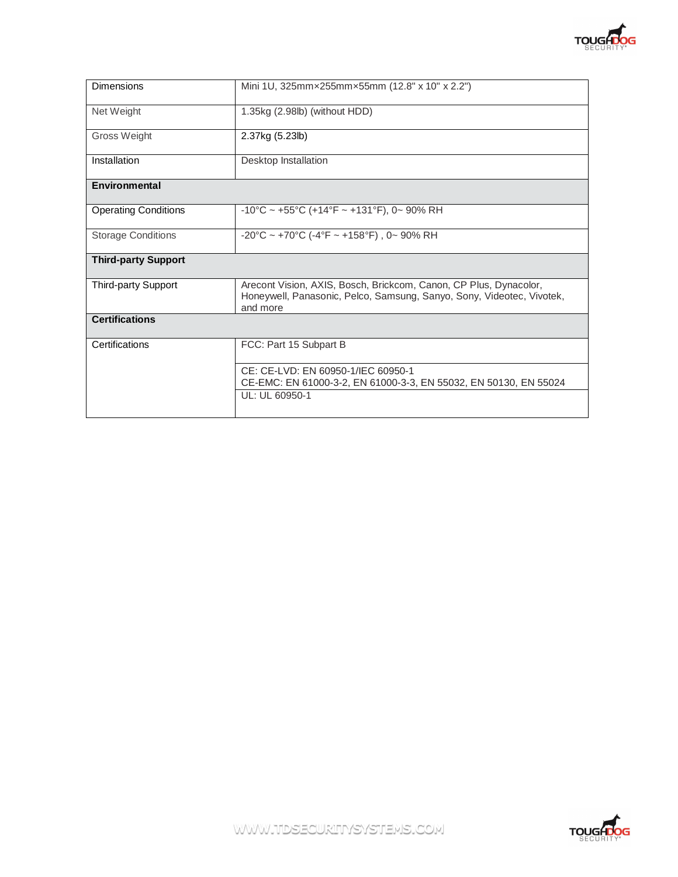| Dimensions | Mini 1U, 325mm×255mm×55mm (12.8" x 10" x 2.2") |
|---|---|
| Net Weight | 1.35kg (2.98lb) (without HDD) |
| Gross Weight | 2.37kg (5.23lb) |
| Installation | Desktop Installation |
| **Environmental** | |
| Operating Conditions | -10°C ~ +55°C (+14°F ~ +131°F), 0~ 90% RH |
| Storage Conditions | -20°C ~ +70°C (-4°F ~ +158°F) , 0~ 90% RH |
| **Third-party Support** | |
| Third-party Support | Arecont Vision, AXIS, Bosch, Brickcom, Canon, CP Plus, Dynacolor, Honeywell, Panasonic, Pelco, Samsung, Sanyo, Sony, Videotec, Vivotek, and more |
| **Certifications** | |
| Certifications | FCC: Part 15 Subpart B |
| | CE: CE-LVD: EN 60950-1/IEC 60950-1<br>CE-EMC: EN 61000-3-2, EN 61000-3-3, EN 55032, EN 50130, EN 55024 |
| | UL: UL 60950-1 |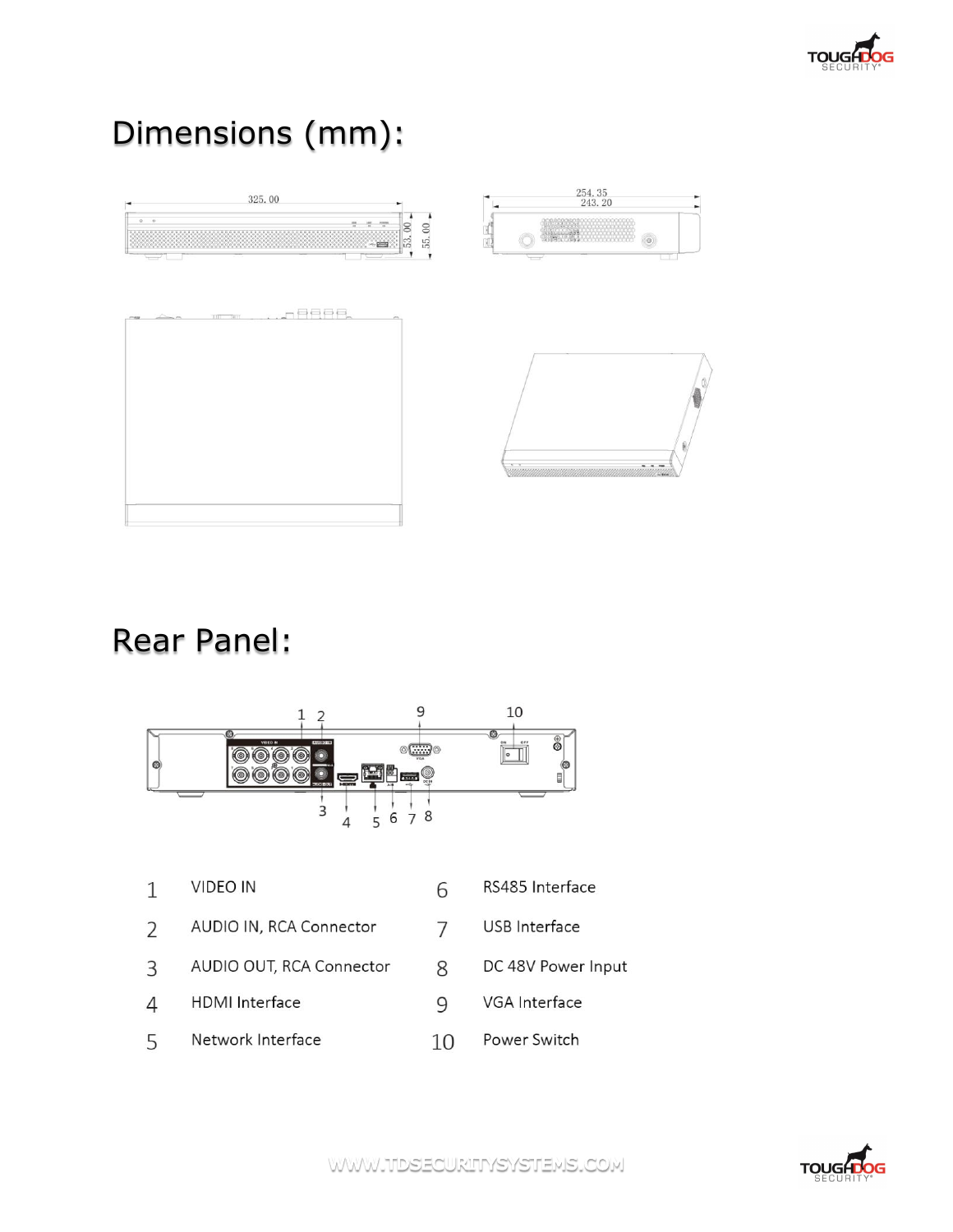# Dimensions (mm):

325.00

53.00

55.00

254.35

243.20

# Rear Panel:

| | | | |
|---|---|---|---|
| 1 | VIDEO IN | 6 | RS485 Interface |
| 2 | AUDIO IN, RCA Connector | 7 | USB Interface |
| 3 | AUDIO OUT, RCA Connector | 8 | DC 48V Power Input |
| 4 | HDMI Interface | 9 | VGA Interface |
| 5 | Network Interface | 10 | Power Switch |

WWW.TDSECURITYSYSTEMS.COM